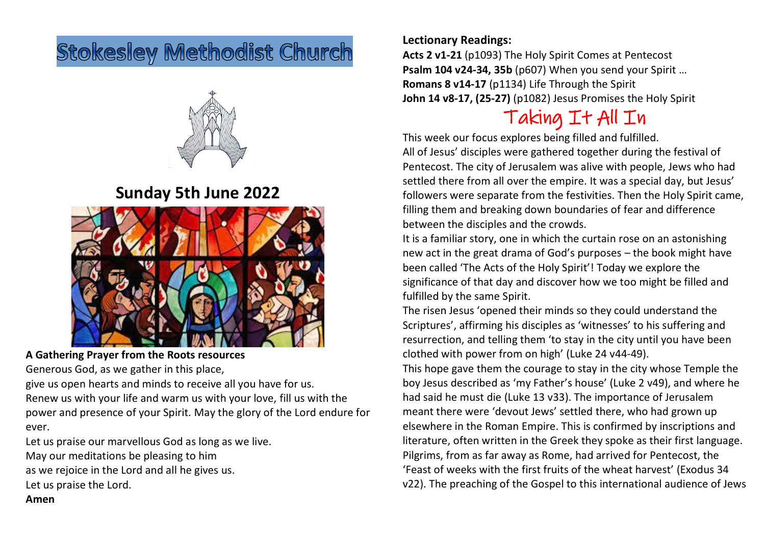# Stokesley Methodist Church

## Sunday 5th June 2022

**A Gathering Prayer from the Roots resources**

Generous God, as we gather in this place,
give us open hearts and minds to receive all you have for us.
Renew us with your life and warm us with your love, fill us with the power and presence of your Spirit. May the glory of the Lord endure for ever.
Let us praise our marvellous God as long as we live.
May our meditations be pleasing to him
as we rejoice in the Lord and all he gives us.
Let us praise the Lord.
**Amen**

**Lectionary Readings:**
**Acts 2 v1-21** (p1093) The Holy Spirit Comes at Pentecost
**Psalm 104 v24-34, 35b** (p607) When you send your Spirit …
**Romans 8 v14-17** (p1134) Life Through the Spirit
**John 14 v8-17, (25-27)** (p1082) Jesus Promises the Holy Spirit

## Taking It All In

This week our focus explores being filled and fulfilled.
All of Jesus' disciples were gathered together during the festival of Pentecost. The city of Jerusalem was alive with people, Jews who had settled there from all over the empire. It was a special day, but Jesus' followers were separate from the festivities. Then the Holy Spirit came, filling them and breaking down boundaries of fear and difference between the disciples and the crowds.
It is a familiar story, one in which the curtain rose on an astonishing new act in the great drama of God's purposes – the book might have been called 'The Acts of the Holy Spirit'! Today we explore the significance of that day and discover how we too might be filled and fulfilled by the same Spirit.
The risen Jesus 'opened their minds so they could understand the Scriptures', affirming his disciples as 'witnesses' to his suffering and resurrection, and telling them 'to stay in the city until you have been clothed with power from on high' (Luke 24 v44-49).
This hope gave them the courage to stay in the city whose Temple the boy Jesus described as 'my Father's house' (Luke 2 v49), and where he had said he must die (Luke 13 v33). The importance of Jerusalem meant there were 'devout Jews' settled there, who had grown up elsewhere in the Roman Empire. This is confirmed by inscriptions and literature, often written in the Greek they spoke as their first language. Pilgrims, from as far away as Rome, had arrived for Pentecost, the 'Feast of weeks with the first fruits of the wheat harvest' (Exodus 34 v22). The preaching of the Gospel to this international audience of Jews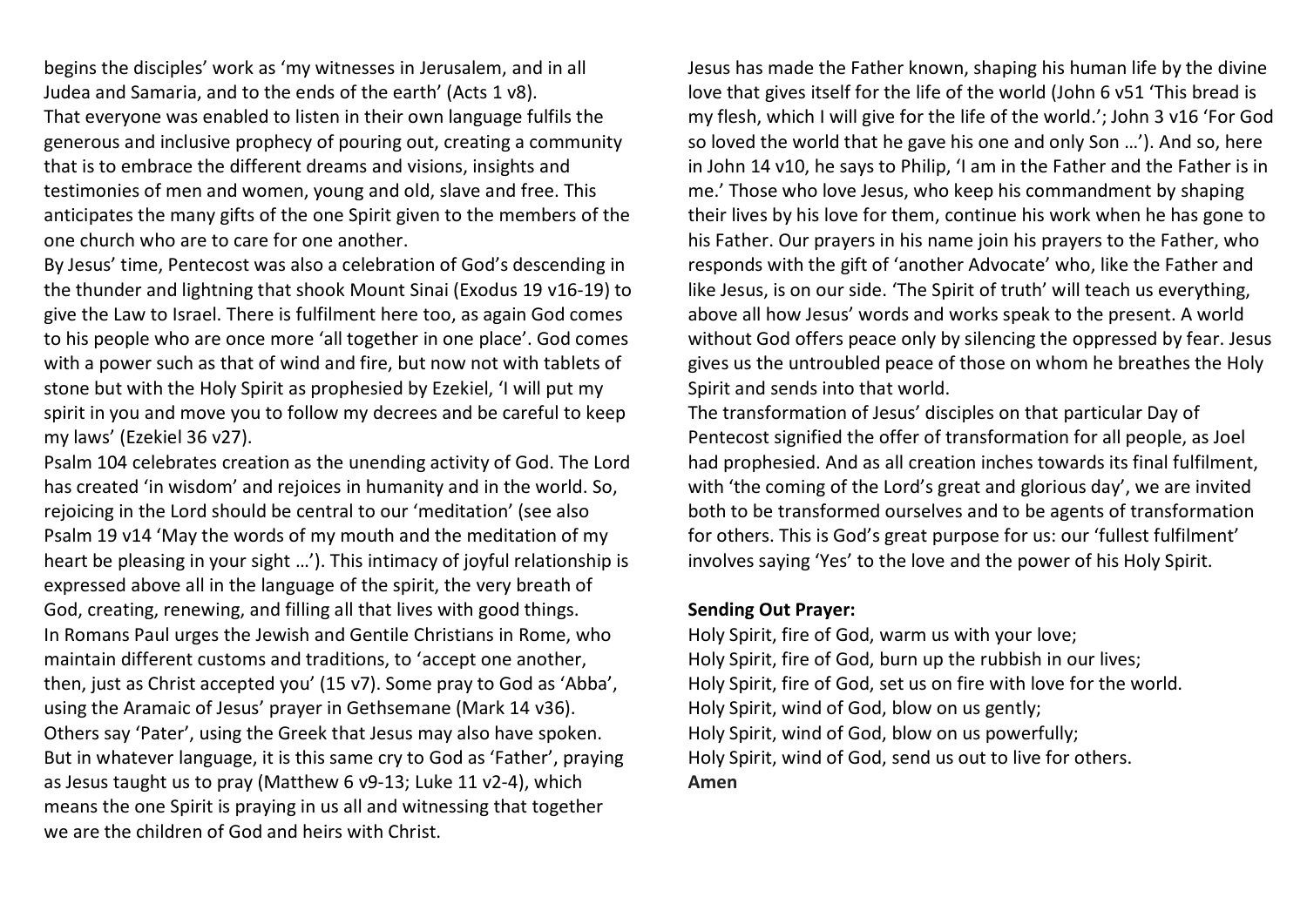begins the disciples' work as 'my witnesses in Jerusalem, and in all Judea and Samaria, and to the ends of the earth' (Acts 1 v8).

That everyone was enabled to listen in their own language fulfils the generous and inclusive prophecy of pouring out, creating a community that is to embrace the different dreams and visions, insights and testimonies of men and women, young and old, slave and free. This anticipates the many gifts of the one Spirit given to the members of the one church who are to care for one another.

By Jesus' time, Pentecost was also a celebration of God's descending in the thunder and lightning that shook Mount Sinai (Exodus 19 v16-19) to give the Law to Israel. There is fulfilment here too, as again God comes to his people who are once more 'all together in one place'. God comes with a power such as that of wind and fire, but now not with tablets of stone but with the Holy Spirit as prophesied by Ezekiel, 'I will put my spirit in you and move you to follow my decrees and be careful to keep my laws' (Ezekiel 36 v27).

Psalm 104 celebrates creation as the unending activity of God. The Lord has created 'in wisdom' and rejoices in humanity and in the world. So, rejoicing in the Lord should be central to our 'meditation' (see also Psalm 19 v14 'May the words of my mouth and the meditation of my heart be pleasing in your sight …'). This intimacy of joyful relationship is expressed above all in the language of the spirit, the very breath of God, creating, renewing, and filling all that lives with good things.

In Romans Paul urges the Jewish and Gentile Christians in Rome, who maintain different customs and traditions, to 'accept one another, then, just as Christ accepted you' (15 v7). Some pray to God as 'Abba', using the Aramaic of Jesus' prayer in Gethsemane (Mark 14 v36). Others say 'Pater', using the Greek that Jesus may also have spoken. But in whatever language, it is this same cry to God as 'Father', praying as Jesus taught us to pray (Matthew 6 v9-13; Luke 11 v2-4), which means the one Spirit is praying in us all and witnessing that together we are the children of God and heirs with Christ.

Jesus has made the Father known, shaping his human life by the divine love that gives itself for the life of the world (John 6 v51 'This bread is my flesh, which I will give for the life of the world.'; John 3 v16 'For God so loved the world that he gave his one and only Son …'). And so, here in John 14 v10, he says to Philip, 'I am in the Father and the Father is in me.' Those who love Jesus, who keep his commandment by shaping their lives by his love for them, continue his work when he has gone to his Father. Our prayers in his name join his prayers to the Father, who responds with the gift of 'another Advocate' who, like the Father and like Jesus, is on our side. 'The Spirit of truth' will teach us everything, above all how Jesus' words and works speak to the present. A world without God offers peace only by silencing the oppressed by fear. Jesus gives us the untroubled peace of those on whom he breathes the Holy Spirit and sends into that world.

The transformation of Jesus' disciples on that particular Day of Pentecost signified the offer of transformation for all people, as Joel had prophesied. And as all creation inches towards its final fulfilment, with 'the coming of the Lord's great and glorious day', we are invited both to be transformed ourselves and to be agents of transformation for others. This is God's great purpose for us: our 'fullest fulfilment' involves saying 'Yes' to the love and the power of his Holy Spirit.

**Sending Out Prayer:**

Holy Spirit, fire of God, warm us with your love;
Holy Spirit, fire of God, burn up the rubbish in our lives;
Holy Spirit, fire of God, set us on fire with love for the world.
Holy Spirit, wind of God, blow on us gently;
Holy Spirit, wind of God, blow on us powerfully;
Holy Spirit, wind of God, send us out to live for others.
**Amen**